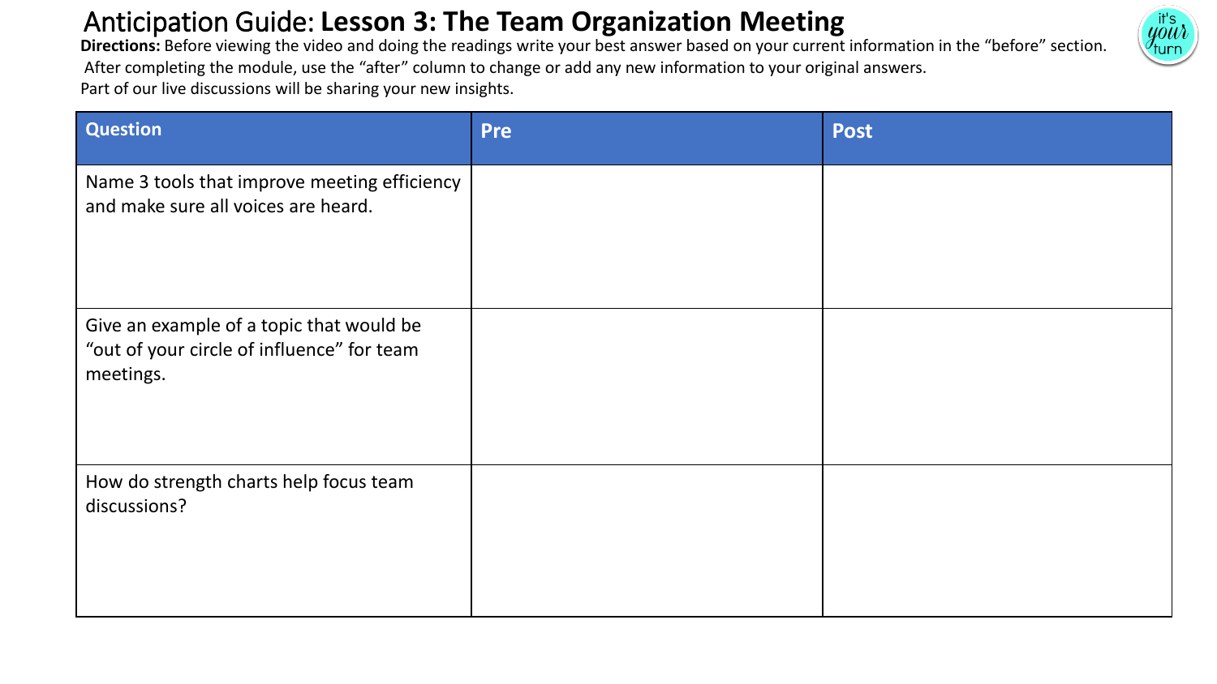# Anticipation Guide: **Lesson 3: The Team Organization Meeting**

**Directions:** Before viewing the video and doing the readings write your best answer based on your current information in the "before" section. After completing the module, use the "after" column to change or add any new information to your original answers. Part of our live discussions will be sharing your new insights.

| Question | Pre | Post |
|---|---|---|
| Name 3 tools that improve meeting efficiency and make sure all voices are heard. | | |
| Give an example of a topic that would be "out of your circle of influence" for team meetings. | | |
| How do strength charts help focus team discussions? | | |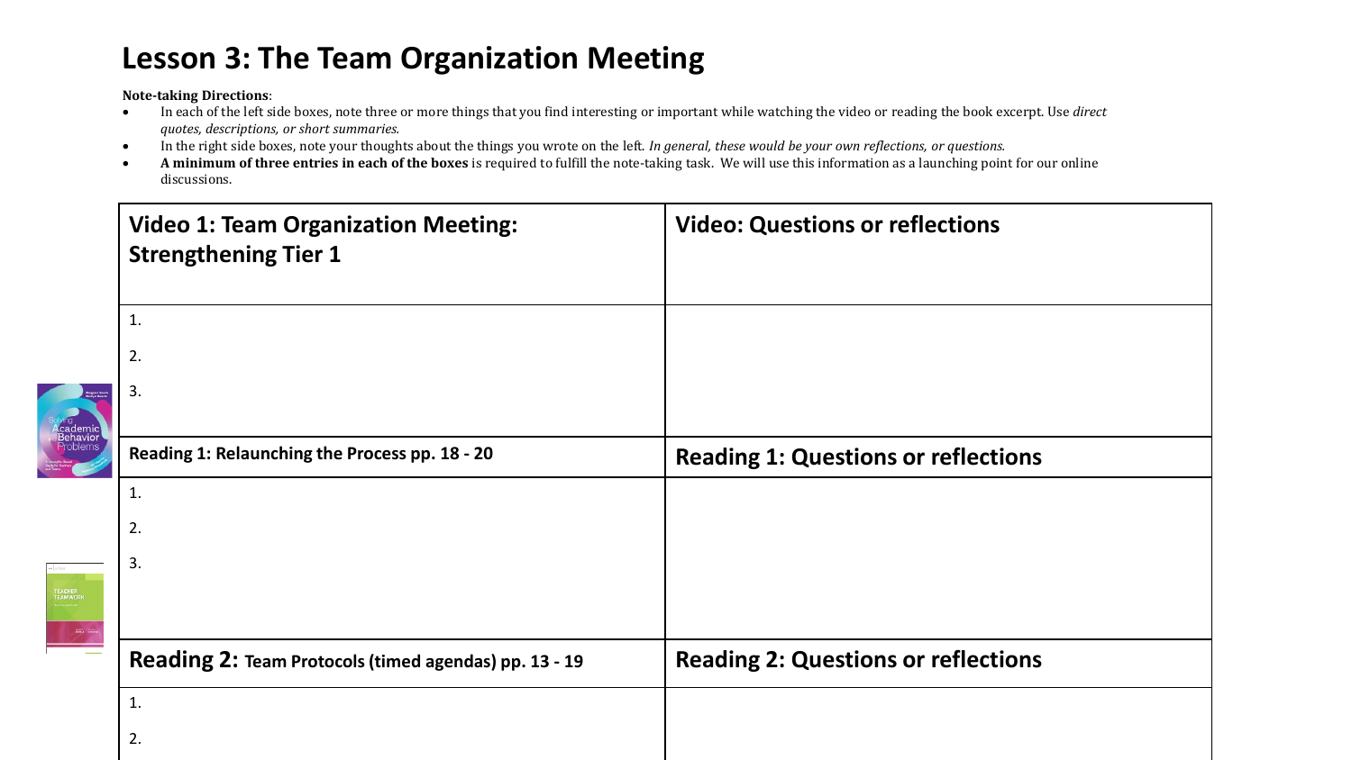# Lesson 3: The Team Organization Meeting

**Note-taking Directions**:

- In each of the left side boxes, note three or more things that you find interesting or important while watching the video or reading the book excerpt. Use *direct quotes, descriptions, or short summaries.*
- In the right side boxes, note your thoughts about the things you wrote on the left. *In general, these would be your own reflections, or questions.*
- **A minimum of three entries in each of the boxes** is required to fulfill the note-taking task. We will use this information as a launching point for our online discussions.

| **Video 1: Team Organization Meeting: Strengthening Tier 1** | **Video: Questions or reflections** |
|---|---|
| 1.<br>2.<br>3. | |
| **Reading 1: Relaunching the Process pp. 18 - 20** | **Reading 1: Questions or reflections** |
| 1.<br>2.<br>3. | |
| **Reading 2: Team Protocols (timed agendas) pp. 13 - 19** | **Reading 2: Questions or reflections** |
| 1.<br>2. | |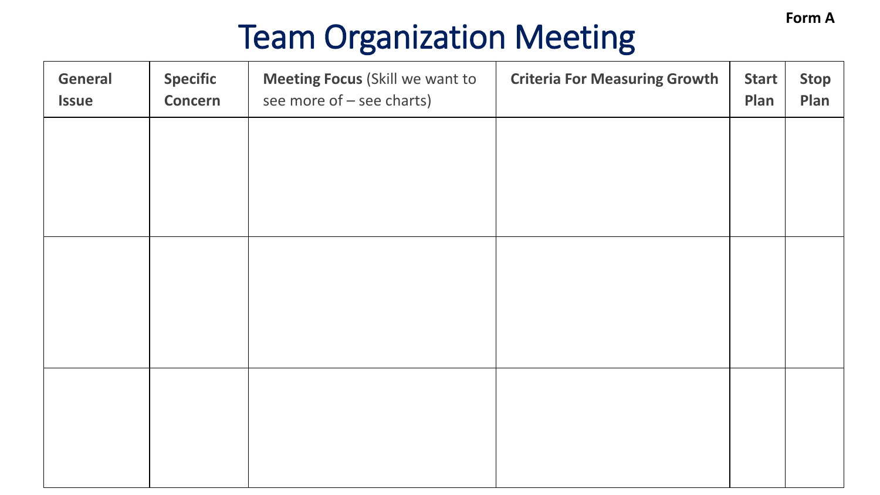Form A

# Team Organization Meeting

| **General Issue** | **Specific Concern** | **Meeting Focus** (Skill we want to see more of – see charts) | **Criteria For Measuring Growth** | **Start Plan** | **Stop Plan** |
| --- | --- | --- | --- | --- | --- |
| | | | | | |
| | | | | | |
| | | | | | |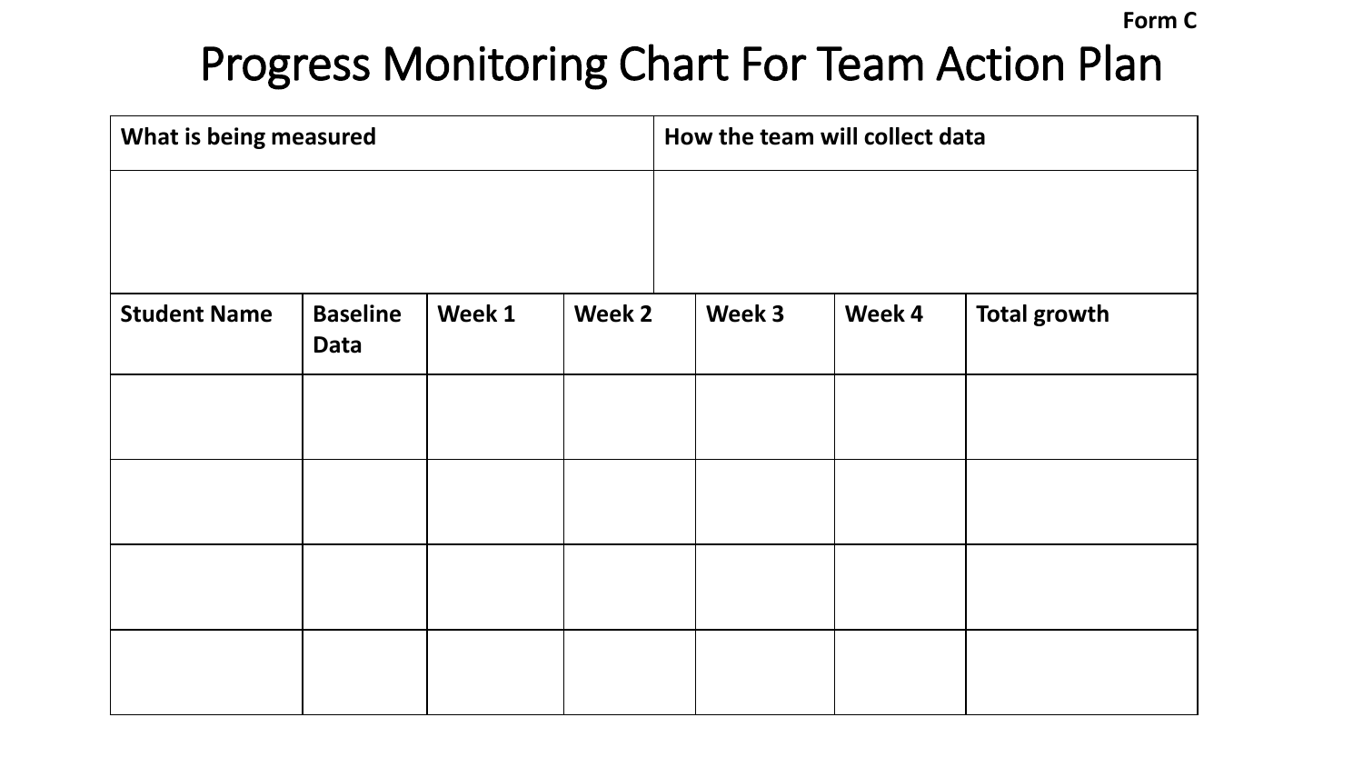**Form C**

# Progress Monitoring Chart For Team Action Plan

| What is being measured | How the team will collect data |
| --- | --- |
| | |

| Student Name | Baseline Data | Week 1 | Week 2 | Week 3 | Week 4 | Total growth |
| --- | --- | --- | --- | --- | --- | --- |
| | | | | | | |
| | | | | | | |
| | | | | | | |
| | | | | | | |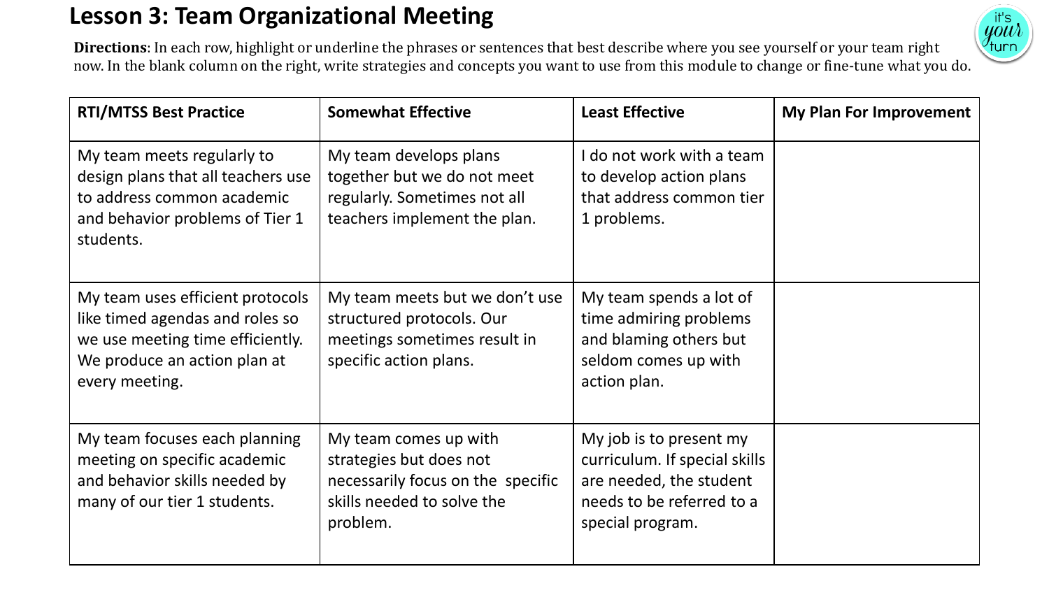# Lesson 3: Team Organizational Meeting

**Directions**: In each row, highlight or underline the phrases or sentences that best describe where you see yourself or your team right now. In the blank column on the right, write strategies and concepts you want to use from this module to change or fine-tune what you do.

| RTI/MTSS Best Practice | Somewhat Effective | Least Effective | My Plan For Improvement |
|---|---|---|---|
| My team meets regularly to design plans that all teachers use to address common academic and behavior problems of Tier 1 students. | My team develops plans together but we do not meet regularly. Sometimes not all teachers implement the plan. | I do not work with a team to develop action plans that address common tier 1 problems. | |
| My team uses efficient protocols like timed agendas and roles so we use meeting time efficiently. We produce an action plan at every meeting. | My team meets but we don't use structured protocols. Our meetings sometimes result in specific action plans. | My team spends a lot of time admiring problems and blaming others but seldom comes up with action plan. | |
| My team focuses each planning meeting on specific academic and behavior skills needed by many of our tier 1 students. | My team comes up with strategies but does not necessarily focus on the specific skills needed to solve the problem. | My job is to present my curriculum. If special skills are needed, the student needs to be referred to a special program. | |